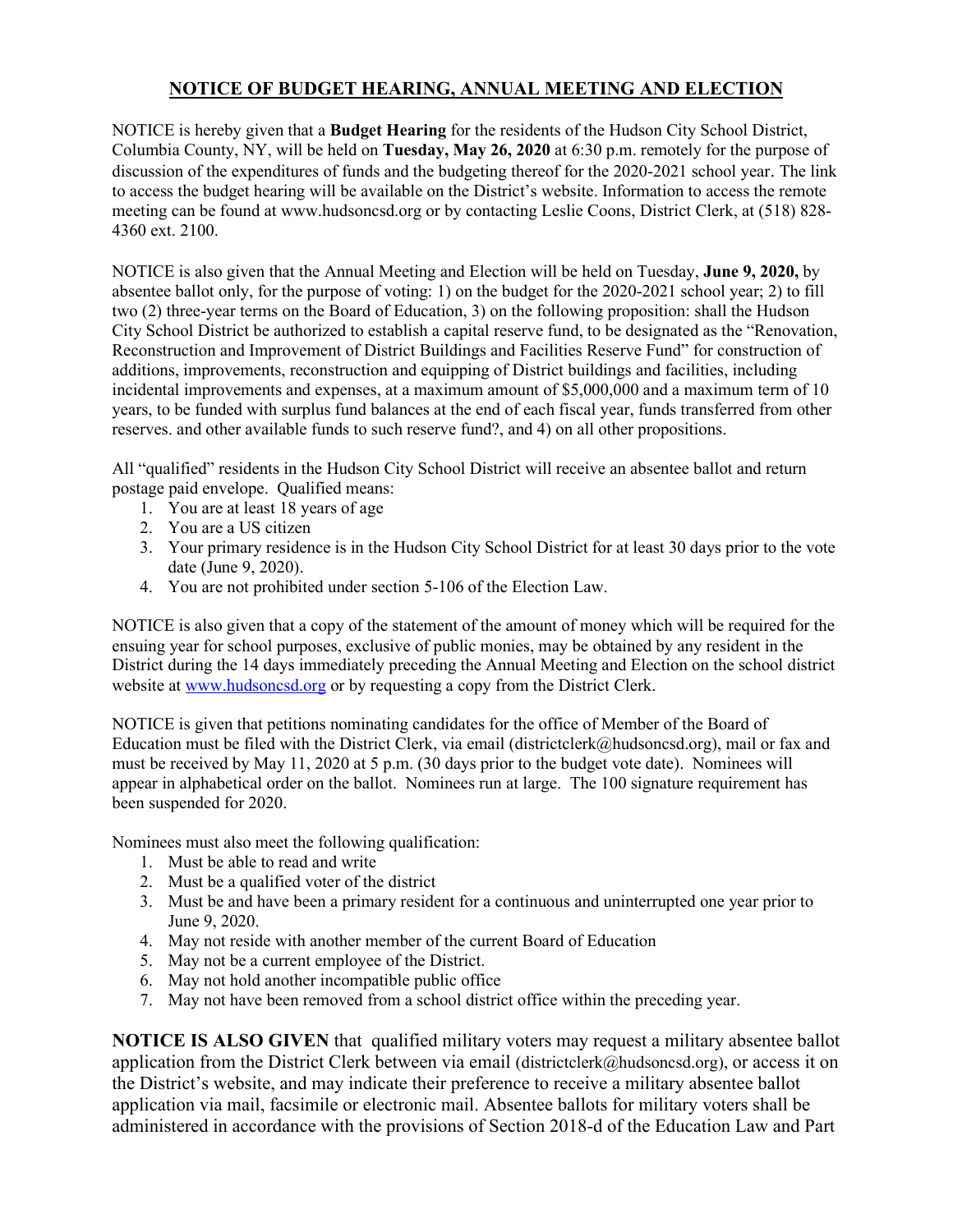# NOTICE OF BUDGET HEARING, ANNUAL MEETING AND ELECTION

NOTICE is hereby given that a **Budget Hearing** for the residents of the Hudson City School District, Columbia County, NY, will be held on **Tuesday, May 26, 2020** at 6:30 p.m. remotely for the purpose of discussion of the expenditures of funds and the budgeting thereof for the 2020-2021 school year. The link to access the budget hearing will be available on the District's website. Information to access the remote meeting can be found at www.hudsoncsd.org or by contacting Leslie Coons, District Clerk, at (518) 828-4360 ext. 2100.

NOTICE is also given that the Annual Meeting and Election will be held on Tuesday, **June 9, 2020,** by absentee ballot only, for the purpose of voting: 1) on the budget for the 2020-2021 school year; 2) to fill two (2) three-year terms on the Board of Education, 3) on the following proposition: shall the Hudson City School District be authorized to establish a capital reserve fund, to be designated as the "Renovation, Reconstruction and Improvement of District Buildings and Facilities Reserve Fund" for construction of additions, improvements, reconstruction and equipping of District buildings and facilities, including incidental improvements and expenses, at a maximum amount of $5,000,000 and a maximum term of 10 years, to be funded with surplus fund balances at the end of each fiscal year, funds transferred from other reserves. and other available funds to such reserve fund?, and 4) on all other propositions.

All "qualified" residents in the Hudson City School District will receive an absentee ballot and return postage paid envelope. Qualified means:

1. You are at least 18 years of age
2. You are a US citizen
3. Your primary residence is in the Hudson City School District for at least 30 days prior to the vote date (June 9, 2020).
4. You are not prohibited under section 5-106 of the Election Law.

NOTICE is also given that a copy of the statement of the amount of money which will be required for the ensuing year for school purposes, exclusive of public monies, may be obtained by any resident in the District during the 14 days immediately preceding the Annual Meeting and Election on the school district website at www.hudsoncsd.org or by requesting a copy from the District Clerk.

NOTICE is given that petitions nominating candidates for the office of Member of the Board of Education must be filed with the District Clerk, via email (districtclerk@hudsoncsd.org), mail or fax and must be received by May 11, 2020 at 5 p.m. (30 days prior to the budget vote date). Nominees will appear in alphabetical order on the ballot. Nominees run at large. The 100 signature requirement has been suspended for 2020.

Nominees must also meet the following qualification:

1. Must be able to read and write
2. Must be a qualified voter of the district
3. Must be and have been a primary resident for a continuous and uninterrupted one year prior to June 9, 2020.
4. May not reside with another member of the current Board of Education
5. May not be a current employee of the District.
6. May not hold another incompatible public office
7. May not have been removed from a school district office within the preceding year.

**NOTICE IS ALSO GIVEN** that qualified military voters may request a military absentee ballot application from the District Clerk between via email (districtclerk@hudsoncsd.org), or access it on the District's website, and may indicate their preference to receive a military absentee ballot application via mail, facsimile or electronic mail. Absentee ballots for military voters shall be administered in accordance with the provisions of Section 2018-d of the Education Law and Part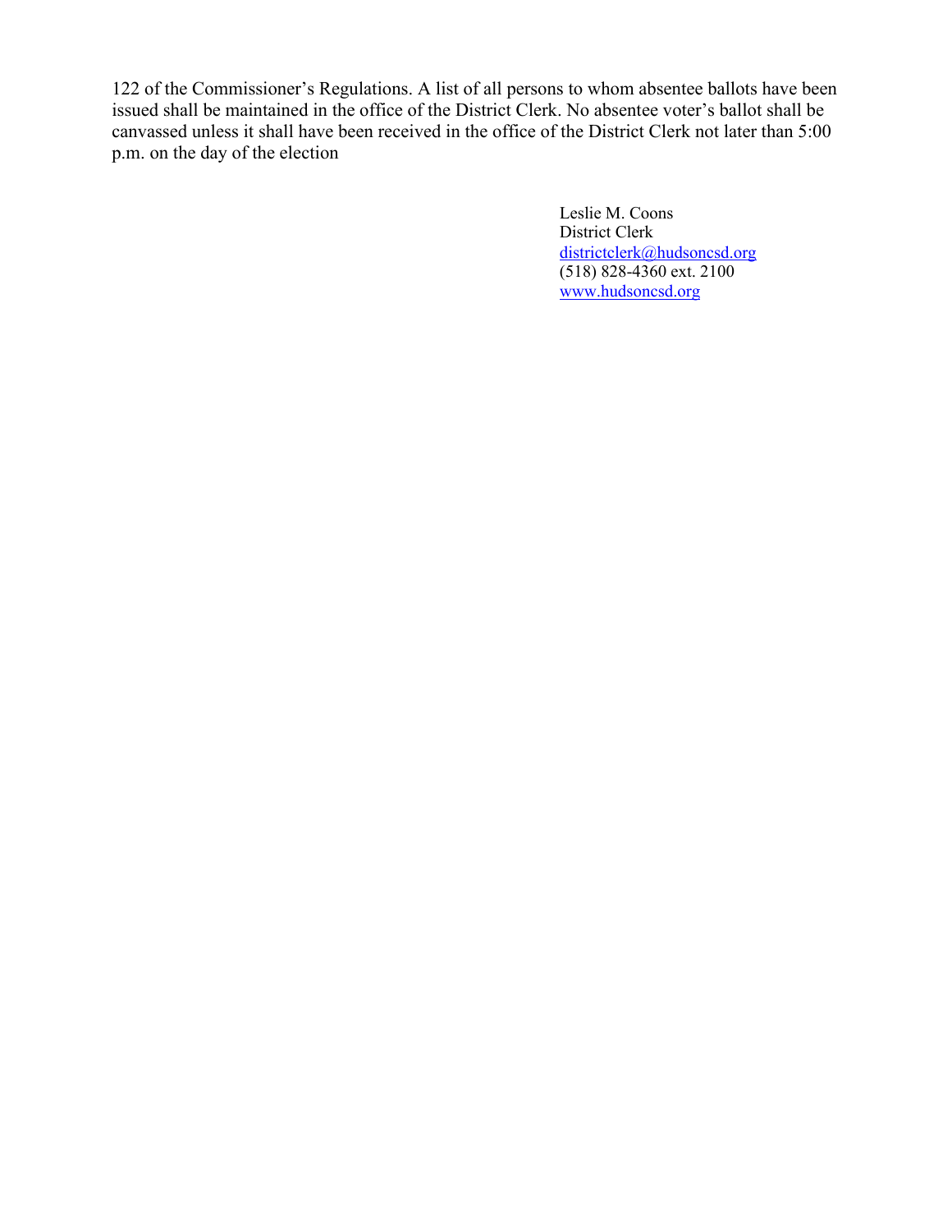122 of the Commissioner's Regulations. A list of all persons to whom absentee ballots have been issued shall be maintained in the office of the District Clerk. No absentee voter's ballot shall be canvassed unless it shall have been received in the office of the District Clerk not later than 5:00 p.m. on the day of the election

Leslie M. Coons  
District Clerk  
districtclerk@hudsoncsd.org  
(518) 828-4360 ext. 2100  
www.hudsoncsd.org